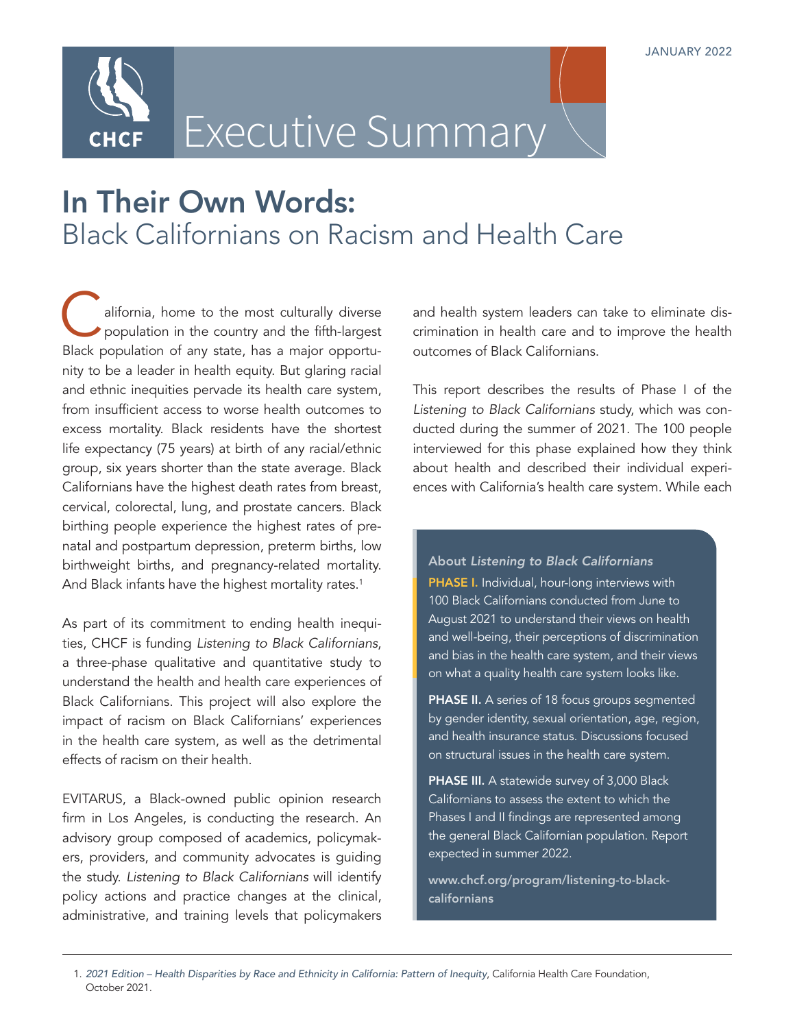JANUARY 2022

# Executive Summary

## In Their Own Words: Black Californians on Racism and Health Care

California, home to the most culturally diverse population in the country and the fifth-largest Black population of any state, has a major opportunity to be a leader in health equity. But glaring racial and ethnic inequities pervade its health care system, from insufficient access to worse health outcomes to excess mortality. Black residents have the shortest life expectancy (75 years) at birth of any racial/ethnic group, six years shorter than the state average. Black Californians have the highest death rates from breast, cervical, colorectal, lung, and prostate cancers. Black birthing people experience the highest rates of prenatal and postpartum depression, preterm births, low birthweight births, and pregnancy-related mortality. And Black infants have the highest mortality rates.[1]

As part of its commitment to ending health inequities, CHCF is funding *Listening to Black Californians*, a three-phase qualitative and quantitative study to understand the health and health care experiences of Black Californians. This project will also explore the impact of racism on Black Californians' experiences in the health care system, as well as the detrimental effects of racism on their health.

EVITARUS, a Black-owned public opinion research firm in Los Angeles, is conducting the research. An advisory group composed of academics, policymakers, providers, and community advocates is guiding the study. *Listening to Black Californians* will identify policy actions and practice changes at the clinical, administrative, and training levels that policymakers and health system leaders can take to eliminate discrimination in health care and to improve the health outcomes of Black Californians.

This report describes the results of Phase I of the *Listening to Black Californians* study, which was conducted during the summer of 2021. The 100 people interviewed for this phase explained how they think about health and described their individual experiences with California's health care system. While each

**About *Listening to Black Californians***

**PHASE I.** Individual, hour-long interviews with 100 Black Californians conducted from June to August 2021 to understand their views on health and well-being, their perceptions of discrimination and bias in the health care system, and their views on what a quality health care system looks like.

**PHASE II.** A series of 18 focus groups segmented by gender identity, sexual orientation, age, region, and health insurance status. Discussions focused on structural issues in the health care system.

**PHASE III.** A statewide survey of 3,000 Black Californians to assess the extent to which the Phases I and II findings are represented among the general Black Californian population. Report expected in summer 2022.

**www.chcf.org/program/listening-to-black-californians**

1. *2021 Edition – Health Disparities by Race and Ethnicity in California: Pattern of Inequity*, California Health Care Foundation, October 2021.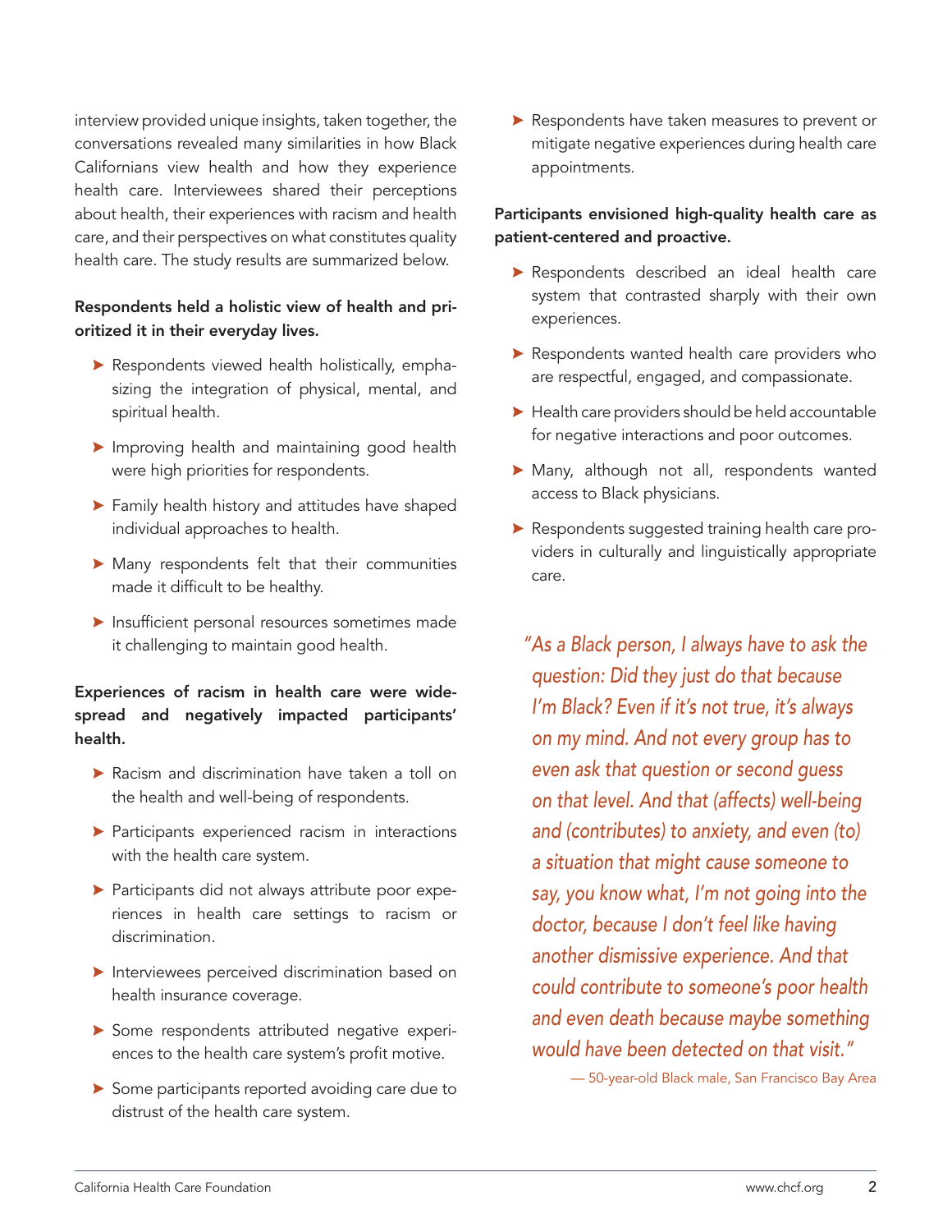interview provided unique insights, taken together, the conversations revealed many similarities in how Black Californians view health and how they experience health care. Interviewees shared their perceptions about health, their experiences with racism and health care, and their perspectives on what constitutes quality health care. The study results are summarized below.

**Respondents held a holistic view of health and prioritized it in their everyday lives.**

- Respondents viewed health holistically, emphasizing the integration of physical, mental, and spiritual health.
- Improving health and maintaining good health were high priorities for respondents.
- Family health history and attitudes have shaped individual approaches to health.
- Many respondents felt that their communities made it difficult to be healthy.
- Insufficient personal resources sometimes made it challenging to maintain good health.

**Experiences of racism in health care were widespread and negatively impacted participants' health.**

- Racism and discrimination have taken a toll on the health and well-being of respondents.
- Participants experienced racism in interactions with the health care system.
- Participants did not always attribute poor experiences in health care settings to racism or discrimination.
- Interviewees perceived discrimination based on health insurance coverage.
- Some respondents attributed negative experiences to the health care system's profit motive.
- Some participants reported avoiding care due to distrust of the health care system.
- Respondents have taken measures to prevent or mitigate negative experiences during health care appointments.

**Participants envisioned high-quality health care as patient-centered and proactive.**

- Respondents described an ideal health care system that contrasted sharply with their own experiences.
- Respondents wanted health care providers who are respectful, engaged, and compassionate.
- Health care providers should be held accountable for negative interactions and poor outcomes.
- Many, although not all, respondents wanted access to Black physicians.
- Respondents suggested training health care providers in culturally and linguistically appropriate care.

> *"As a Black person, I always have to ask the question: Did they just do that because I'm Black? Even if it's not true, it's always on my mind. And not every group has to even ask that question or second guess on that level. And that (affects) well-being and (contributes) to anxiety, and even (to) a situation that might cause someone to say, you know what, I'm not going into the doctor, because I don't feel like having another dismissive experience. And that could contribute to someone's poor health and even death because maybe something would have been detected on that visit."*
>
> — 50-year-old Black male, San Francisco Bay Area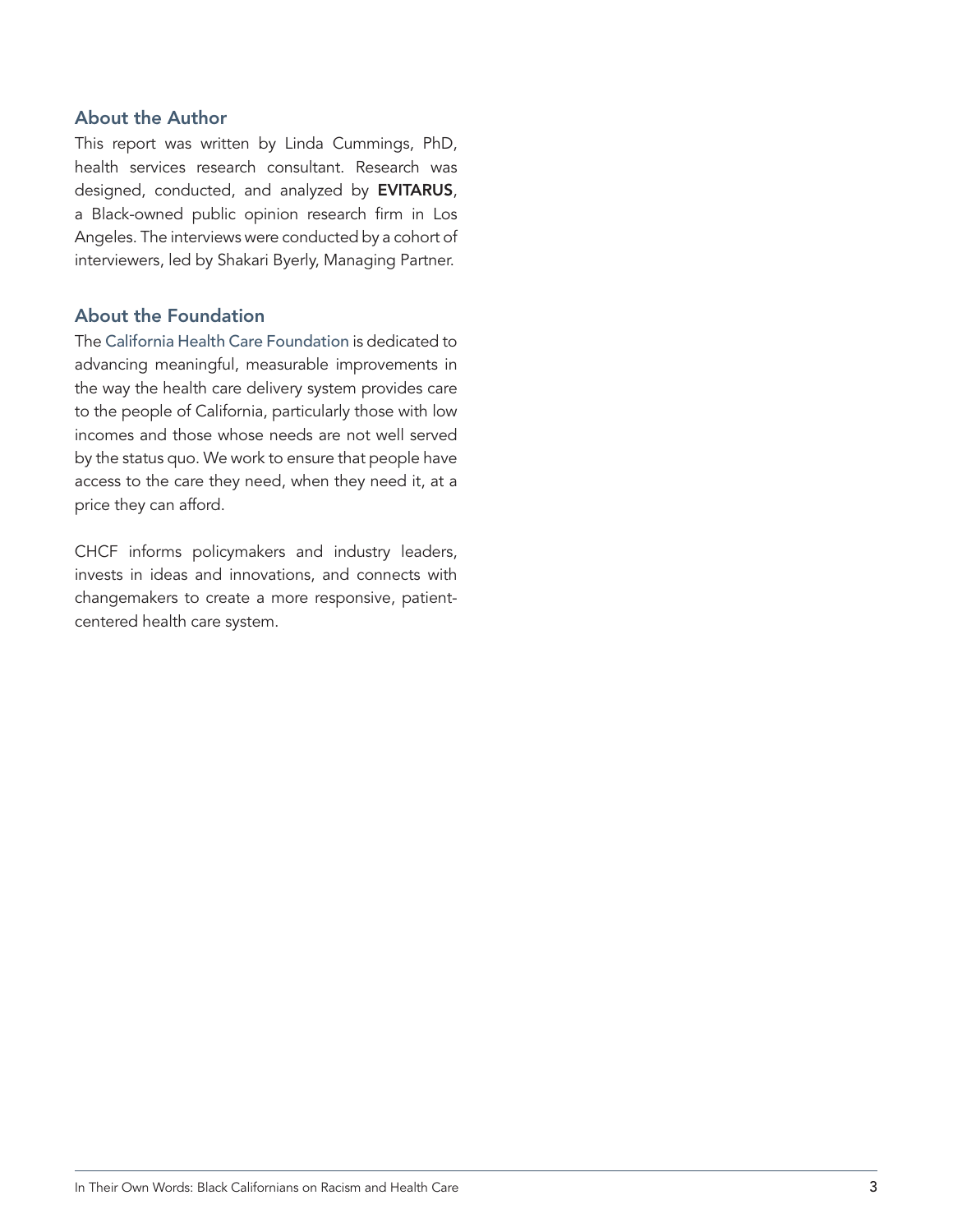## About the Author

This report was written by Linda Cummings, PhD, health services research consultant. Research was designed, conducted, and analyzed by **EVITARUS**, a Black-owned public opinion research firm in Los Angeles. The interviews were conducted by a cohort of interviewers, led by Shakari Byerly, Managing Partner.

## About the Foundation

The California Health Care Foundation is dedicated to advancing meaningful, measurable improvements in the way the health care delivery system provides care to the people of California, particularly those with low incomes and those whose needs are not well served by the status quo. We work to ensure that people have access to the care they need, when they need it, at a price they can afford.

CHCF informs policymakers and industry leaders, invests in ideas and innovations, and connects with changemakers to create a more responsive, patient-centered health care system.